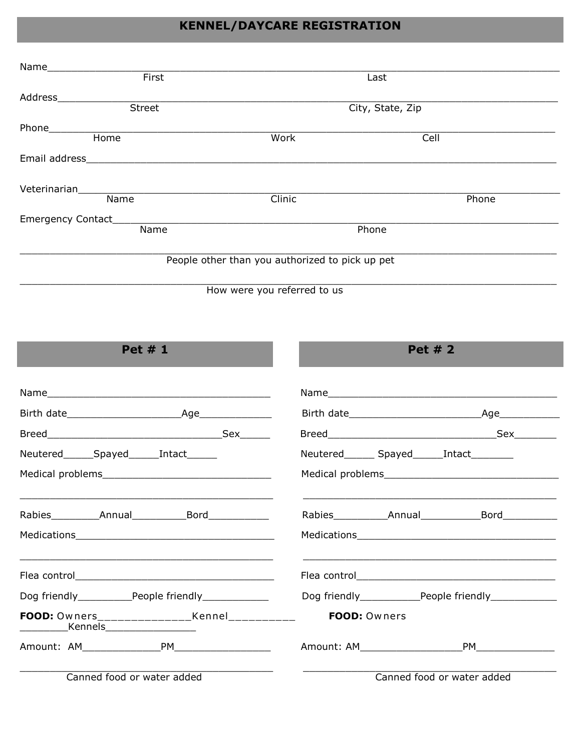# KENNEL/DAYCARE REGISTRATION

Name_______________________________________________________________________________________
First Last

Address_____________________________________________________________________________________
Street City, State, Zip

Phone______________________________________________________________________________________
Home Work Cell

Email address________________________________________________________________________________

Veterinarian_________________________________________________________________________________
Name Clinic Phone

Emergency Contact____________________________________________________________________________
Name Phone

___________________________________________________________________________________________
People other than you authorized to pick up pet

___________________________________________________________________________________________
How were you referred to us

## Pet # 1

Name_______________________________________

Birth date___________________Age____________

Breed______________________________Sex_____

Neutered_____Spayed_____Intact_____

Medical problems____________________________

____________________________________________

Rabies________Annual_________Bord__________

Medications_________________________________

____________________________________________

Flea control_________________________________

Dog friendly_________People friendly___________

**FOOD:** Owners______________Kennel__________
________Kennels_______________

Amount: AM_____________PM________________

____________________________________________
Canned food or water added

## Pet # 2

Name__________________________________________

Birth date______________________Age__________

Breed_____________________________Sex_______

Neutered_____ Spayed_____Intact_______

Medical problems______________________________

______________________________________________

Rabies_________Annual__________Bord_________

Medications___________________________________

______________________________________________

Flea control___________________________________

Dog friendly__________People friendly___________

**FOOD:** Owners

Amount: AM_________________PM_____________

______________________________________________
Canned food or water added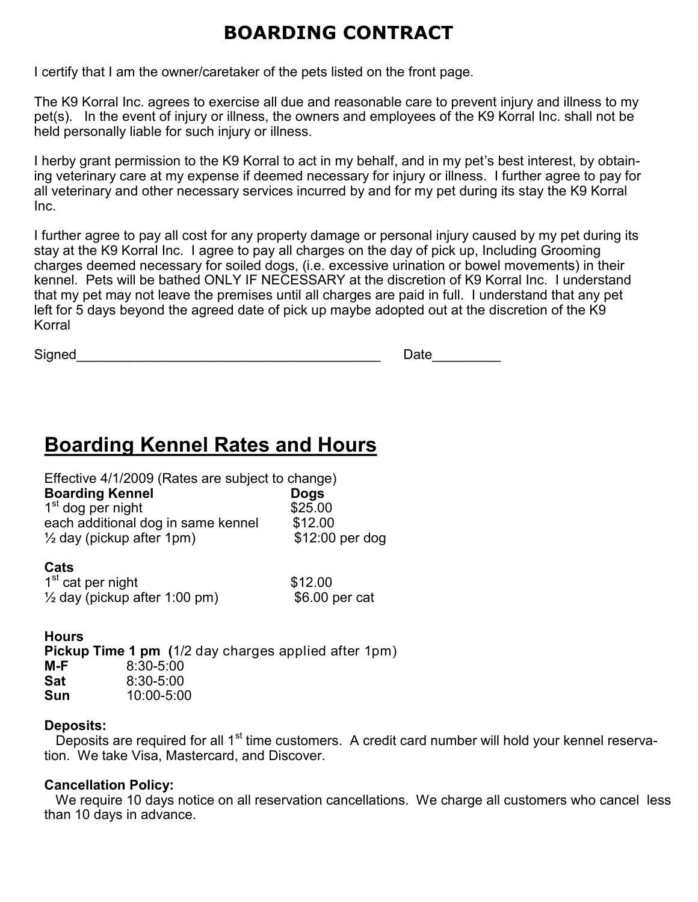# BOARDING CONTRACT

I certify that I am the owner/caretaker of the pets listed on the front page.

The K9 Korral Inc. agrees to exercise all due and reasonable care to prevent injury and illness to my pet(s). In the event of injury or illness, the owners and employees of the K9 Korral Inc. shall not be held personally liable for such injury or illness.

I herby grant permission to the K9 Korral to act in my behalf, and in my pet's best interest, by obtaining veterinary care at my expense if deemed necessary for injury or illness. I further agree to pay for all veterinary and other necessary services incurred by and for my pet during its stay the K9 Korral Inc.

I further agree to pay all cost for any property damage or personal injury caused by my pet during its stay at the K9 Korral Inc. I agree to pay all charges on the day of pick up, Including Grooming charges deemed necessary for soiled dogs, (i.e. excessive urination or bowel movements) in their kennel. Pets will be bathed ONLY IF NECESSARY at the discretion of K9 Korral Inc. I understand that my pet may not leave the premises until all charges are paid in full. I understand that any pet left for 5 days beyond the agreed date of pick up maybe adopted out at the discretion of the K9 Korral

Signed________________________________________ Date_________

## Boarding Kennel Rates and Hours

Effective 4/1/2009 (Rates are subject to change)

| **Boarding Kennel** | **Dogs** |
|---|---|
| 1st dog per night | $25.00 |
| each additional dog in same kennel | $12.00 |
| ½ day (pickup after 1pm) | $12:00 per dog |

| **Cats** | |
|---|---|
| 1st cat per night | $12.00 |
| ½ day (pickup after 1:00 pm) | $6.00 per cat |

**Hours**

**Pickup Time 1 pm** (1/2 day charges applied after 1pm)

| | |
|---|---|
| **M-F** | 8:30-5:00 |
| **Sat** | 8:30-5:00 |
| **Sun** | 10:00-5:00 |

**Deposits:**

Deposits are required for all 1st time customers. A credit card number will hold your kennel reservation. We take Visa, Mastercard, and Discover.

**Cancellation Policy:**

We require 10 days notice on all reservation cancellations. We charge all customers who cancel less than 10 days in advance.